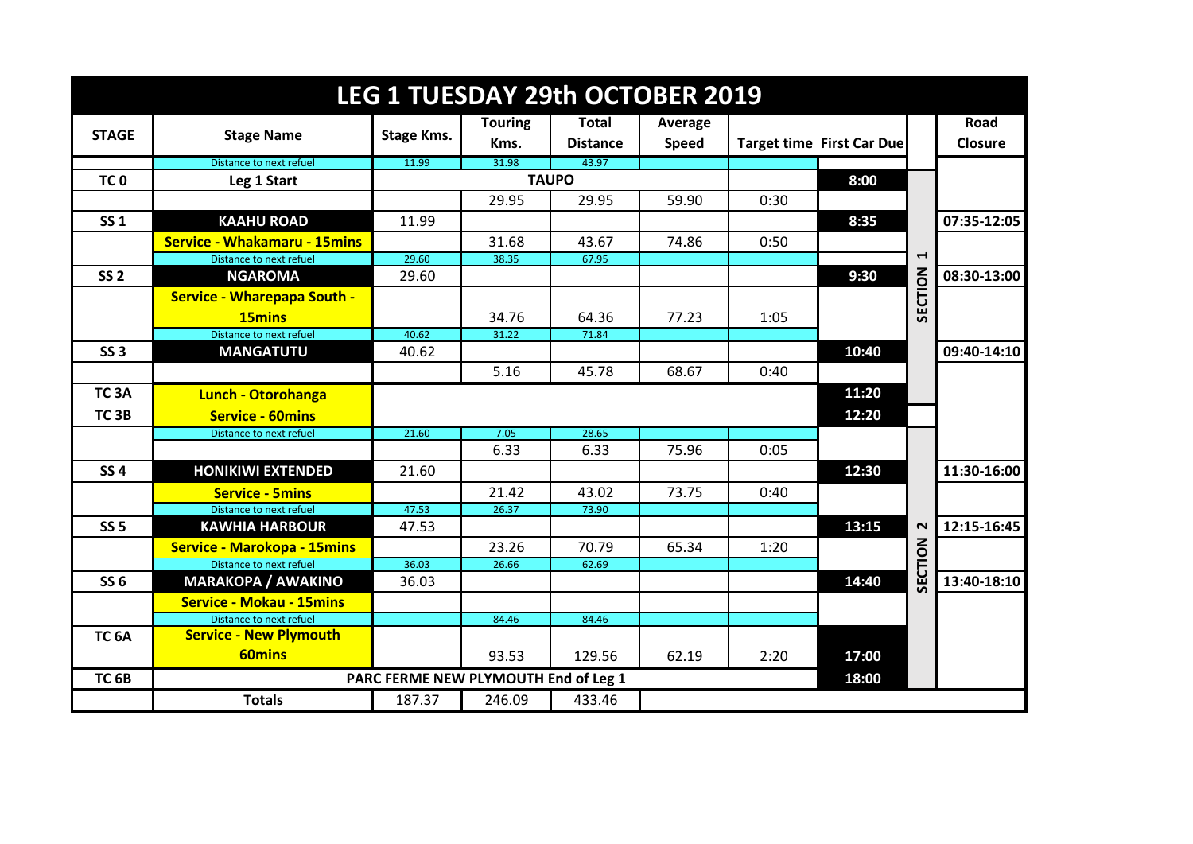# LEG 1 TUESDAY 29th OCTOBER 2019

| STAGE | Stage Name | Stage Kms. | Touring Kms. | Total Distance | Average Speed | Target time | First Car Due | | Road Closure |
|---|---|---|---|---|---|---|---|---|---|
| | Distance to next refuel | 11.99 | 31.98 | 43.97 | | | | | |
| TC 0 | Leg 1 Start | TAUPO | | | | | 8:00 | SECTION 1 | |
| | | | 29.95 | 29.95 | 59.90 | 0:30 | | | |
| SS 1 | KAAHU ROAD | 11.99 | | | | | 8:35 | | 07:35-12:05 |
| | Service - Whakamaru - 15mins | | 31.68 | 43.67 | 74.86 | 0:50 | | | |
| | Distance to next refuel | 29.60 | 38.35 | 67.95 | | | | | |
| SS 2 | NGAROMA | 29.60 | | | | | 9:30 | | 08:30-13:00 |
| | Service - Wharepapa South - 15mins | | 34.76 | 64.36 | 77.23 | 1:05 | | | |
| | Distance to next refuel | 40.62 | 31.22 | 71.84 | | | | | |
| SS 3 | MANGATUTU | 40.62 | | | | | 10:40 | | 09:40-14:10 |
| | | | 5.16 | 45.78 | 68.67 | 0:40 | | | |
| TC 3A | Lunch - Otorohanga | | | | | | 11:20 | | |
| TC 3B | Service - 60mins | | | | | | 12:20 | | |
| | Distance to next refuel | 21.60 | 7.05 | 28.65 | | | | SECTION 2 | |
| | | | 6.33 | 6.33 | 75.96 | 0:05 | | | |
| SS 4 | HONIKIWI EXTENDED | 21.60 | | | | | 12:30 | | 11:30-16:00 |
| | Service - 5mins | | 21.42 | 43.02 | 73.75 | 0:40 | | | |
| | Distance to next refuel | 47.53 | 26.37 | 73.90 | | | | | |
| SS 5 | KAWHIA HARBOUR | 47.53 | | | | | 13:15 | | 12:15-16:45 |
| | Service - Marokopa - 15mins | | 23.26 | 70.79 | 65.34 | 1:20 | | | |
| | Distance to next refuel | 36.03 | 26.66 | 62.69 | | | | | |
| SS 6 | MARAKOPA / AWAKINO | 36.03 | | | | | 14:40 | | 13:40-18:10 |
| | Service - Mokau - 15mins | | | | | | | | |
| | Distance to next refuel | | 84.46 | 84.46 | | | | | |
| TC 6A | Service - New Plymouth 60mins | | 93.53 | 129.56 | 62.19 | 2:20 | 17:00 | | |
| TC 6B | PARC FERME NEW PLYMOUTH End of Leg 1 | | | | | | 18:00 | | |
| | Totals | 187.37 | 246.09 | 433.46 | | | | | |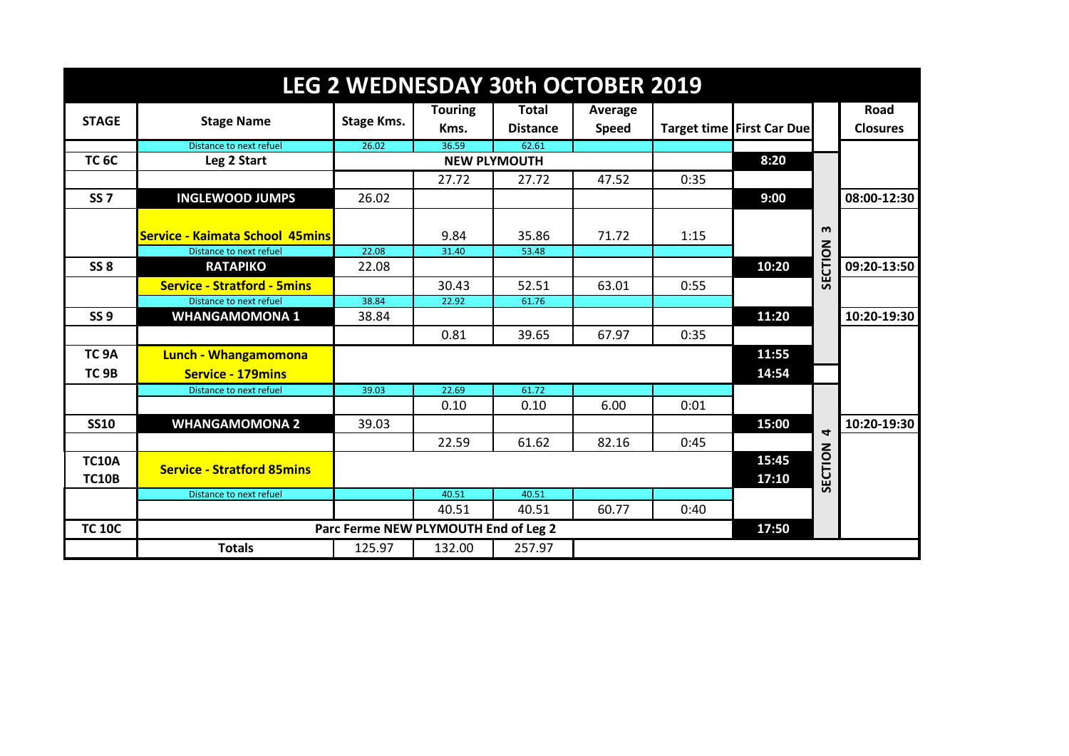# LEG 2 WEDNESDAY 30th OCTOBER 2019

| STAGE | Stage Name | Stage Kms. | Touring Kms. | Total Distance | Average Speed | Target time | First Car Due | | Road Closures |
|---|---|---|---|---|---|---|---|---|---|
| | Distance to next refuel | 26.02 | 36.59 | 62.61 | | | | | |
| TC 6C | Leg 2 Start | NEW PLYMOUTH | | | | | 8:20 | SECTION 3 | |
| | | | 27.72 | 27.72 | 47.52 | 0:35 | | | |
| SS 7 | **INGLEWOOD JUMPS** | 26.02 | | | | | 9:00 | | 08:00-12:30 |
| | **Service - Kaimata School 45mins** | | 9.84 | 35.86 | 71.72 | 1:15 | | | |
| | Distance to next refuel | 22.08 | 31.40 | 53.48 | | | | | |
| SS 8 | **RATAPIKO** | 22.08 | | | | | 10:20 | | 09:20-13:50 |
| | **Service - Stratford - 5mins** | | 30.43 | 52.51 | 63.01 | 0:55 | | | |
| | Distance to next refuel | 38.84 | 22.92 | 61.76 | | | | | |
| SS 9 | **WHANGAMOMONA 1** | 38.84 | | | | | 11:20 | | 10:20-19:30 |
| | | | 0.81 | 39.65 | 67.97 | 0:35 | | | |
| TC 9A | **Lunch - Whangamomona** | | | | | | 11:55 | | |
| TC 9B | **Service - 179mins** | | | | | | 14:54 | | |
| | Distance to next refuel | 39.03 | 22.69 | 61.72 | | | | SECTION 4 | |
| | | | 0.10 | 0.10 | 6.00 | 0:01 | | | |
| SS10 | **WHANGAMOMONA 2** | 39.03 | | | | | 15:00 | | 10:20-19:30 |
| | | | 22.59 | 61.62 | 82.16 | 0:45 | | | |
| TC10A | **Service - Stratford 85mins** | | | | | | 15:45 | | |
| TC10B | | | | | | | 17:10 | | |
| | Distance to next refuel | | 40.51 | 40.51 | | | | | |
| | | | 40.51 | 40.51 | 60.77 | 0:40 | | | |
| TC 10C | Parc Ferme NEW PLYMOUTH End of Leg 2 | | | | | | 17:50 | | |
| | **Totals** | 125.97 | 132.00 | 257.97 | | | | | |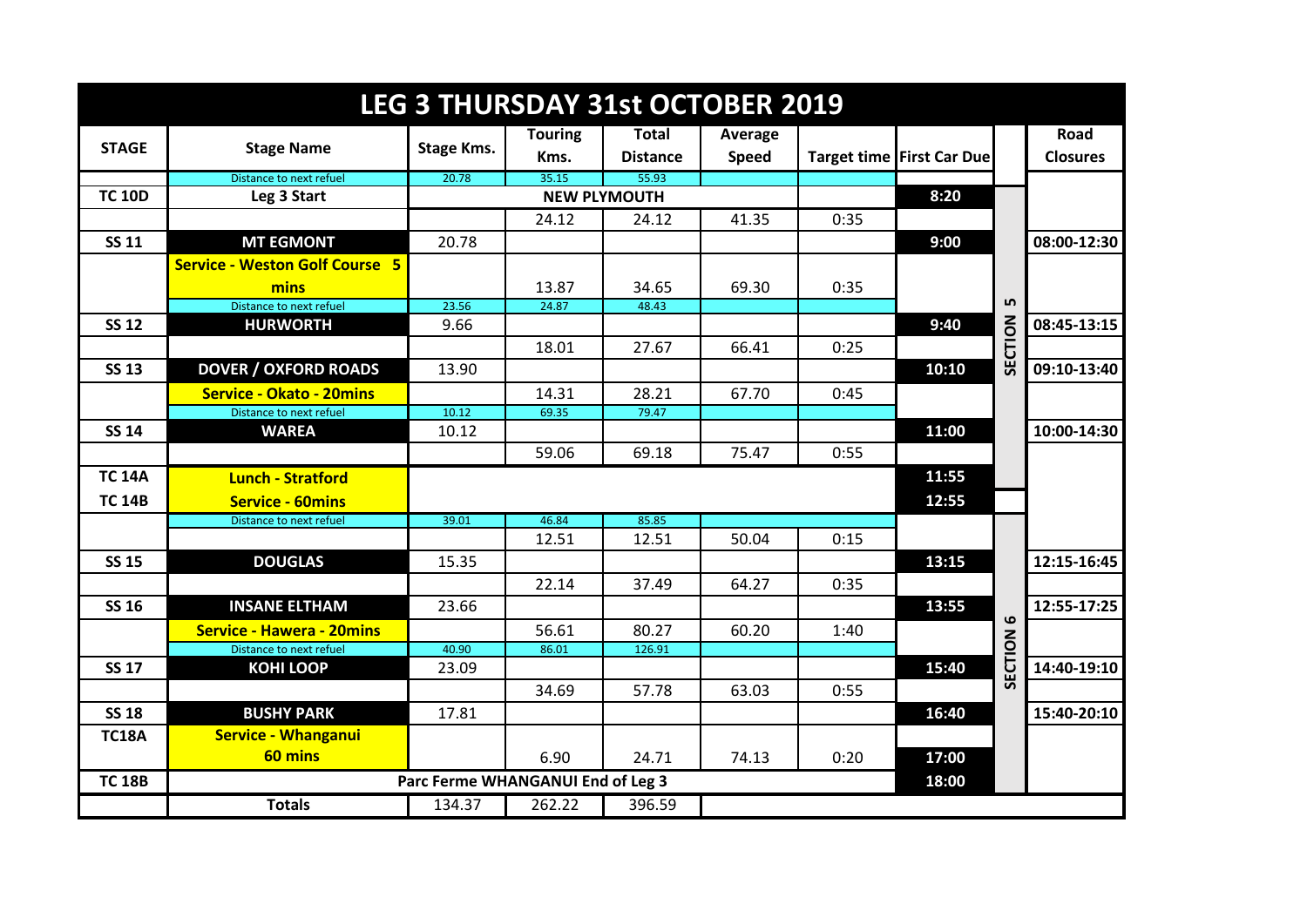# LEG 3 THURSDAY 31st OCTOBER 2019

| STAGE | Stage Name | Stage Kms. | Touring Kms. | Total Distance | Average Speed | Target time | First Car Due | | Road Closures |
|---|---|---|---|---|---|---|---|---|---|
| | Distance to next refuel | 20.78 | 35.15 | 55.93 | | | | | |
| TC 10D | Leg 3 Start | NEW PLYMOUTH | | | | | 8:20 | SECTION 5 | |
| | | | 24.12 | 24.12 | 41.35 | 0:35 | | | |
| SS 11 | MT EGMONT | 20.78 | | | | | 9:00 | | 08:00-12:30 |
| | Service - Weston Golf Course 5 mins | | 13.87 | 34.65 | 69.30 | 0:35 | | | |
| | Distance to next refuel | 23.56 | 24.87 | 48.43 | | | | | |
| SS 12 | HURWORTH | 9.66 | | | | | 9:40 | | 08:45-13:15 |
| | | | 18.01 | 27.67 | 66.41 | 0:25 | | | |
| SS 13 | DOVER / OXFORD ROADS | 13.90 | | | | | 10:10 | | 09:10-13:40 |
| | Service - Okato - 20mins | | 14.31 | 28.21 | 67.70 | 0:45 | | | |
| | Distance to next refuel | 10.12 | 69.35 | 79.47 | | | | | |
| SS 14 | WAREA | 10.12 | | | | | 11:00 | | 10:00-14:30 |
| | | | 59.06 | 69.18 | 75.47 | 0:55 | | | |
| TC 14A | Lunch - Stratford | | | | | | 11:55 | | |
| TC 14B | Service - 60mins | | | | | | 12:55 | | |
| | Distance to next refuel | 39.01 | 46.84 | 85.85 | | | | SECTION 6 | |
| | | | 12.51 | 12.51 | 50.04 | 0:15 | | | |
| SS 15 | DOUGLAS | 15.35 | | | | | 13:15 | | 12:15-16:45 |
| | | | 22.14 | 37.49 | 64.27 | 0:35 | | | |
| SS 16 | INSANE ELTHAM | 23.66 | | | | | 13:55 | | 12:55-17:25 |
| | Service - Hawera - 20mins | | 56.61 | 80.27 | 60.20 | 1:40 | | | |
| | Distance to next refuel | 40.90 | 86.01 | 126.91 | | | | | |
| SS 17 | KOHI LOOP | 23.09 | | | | | 15:40 | | 14:40-19:10 |
| | | | 34.69 | 57.78 | 63.03 | 0:55 | | | |
| SS 18 | BUSHY PARK | 17.81 | | | | | 16:40 | | 15:40-20:10 |
| TC18A | Service - Whanganui 60 mins | | 6.90 | 24.71 | 74.13 | 0:20 | 17:00 | | |
| TC 18B | Parc Ferme WHANGANUI End of Leg 3 | | | | | | 18:00 | | |
| | Totals | 134.37 | 262.22 | 396.59 | | | | | |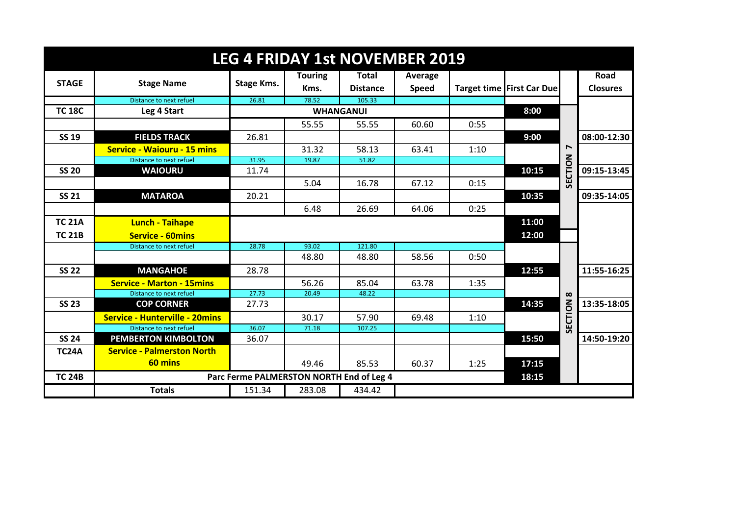# LEG 4 FRIDAY 1st NOVEMBER 2019

| STAGE | Stage Name | Stage Kms. | Touring Kms. | Total Distance | Average Speed | Target time | First Car Due | | Road Closures |
|---|---|---|---|---|---|---|---|---|---|
| | Distance to next refuel | 26.81 | 78.52 | 105.33 | | | | | |
| TC 18C | Leg 4 Start | WHANGANUI | | | | | 8:00 | SECTION 7 | |
| | | | 55.55 | 55.55 | 60.60 | 0:55 | | | |
| SS 19 | FIELDS TRACK | 26.81 | | | | | 9:00 | | 08:00-12:30 |
| | Service - Waiouru - 15 mins | | 31.32 | 58.13 | 63.41 | 1:10 | | | |
| | Distance to next refuel | 31.95 | 19.87 | 51.82 | | | | | |
| SS 20 | WAIOURU | 11.74 | | | | | 10:15 | | 09:15-13:45 |
| | | | 5.04 | 16.78 | 67.12 | 0:15 | | | |
| SS 21 | MATAROA | 20.21 | | | | | 10:35 | | 09:35-14:05 |
| | | | 6.48 | 26.69 | 64.06 | 0:25 | | | |
| TC 21A | Lunch - Taihape | | | | | | 11:00 | | |
| TC 21B | Service - 60mins | | | | | | 12:00 | | |
| | Distance to next refuel | 28.78 | 93.02 | 121.80 | | | | SECTION 8 | |
| | | | 48.80 | 48.80 | 58.56 | 0:50 | | | |
| SS 22 | MANGAHOE | 28.78 | | | | | 12:55 | | 11:55-16:25 |
| | Service - Marton - 15mins | | 56.26 | 85.04 | 63.78 | 1:35 | | | |
| | Distance to next refuel | 27.73 | 20.49 | 48.22 | | | | | |
| SS 23 | COP CORNER | 27.73 | | | | | 14:35 | | 13:35-18:05 |
| | Service - Hunterville - 20mins | | 30.17 | 57.90 | 69.48 | 1:10 | | | |
| | Distance to next refuel | 36.07 | 71.18 | 107.25 | | | | | |
| SS 24 | PEMBERTON KIMBOLTON | 36.07 | | | | | 15:50 | | 14:50-19:20 |
| TC24A | Service - Palmerston North 60 mins | | 49.46 | 85.53 | 60.37 | 1:25 | 17:15 | | |
| TC 24B | Parc Ferme PALMERSTON NORTH End of Leg 4 | | | | | | 18:15 | | |
| | Totals | 151.34 | 283.08 | 434.42 | | | | | |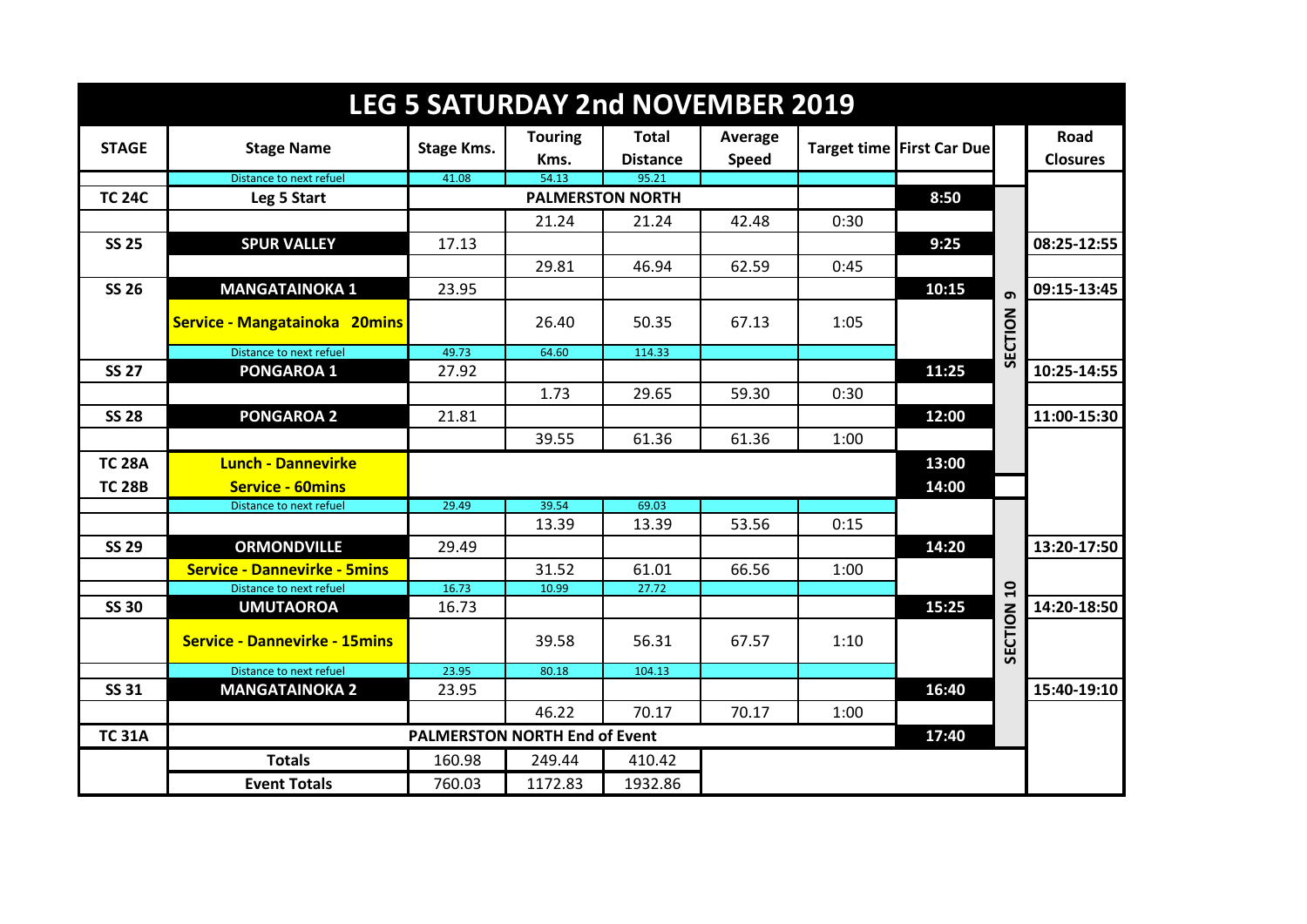# LEG 5 SATURDAY 2nd NOVEMBER 2019

| STAGE | Stage Name | Stage Kms. | Touring Kms. | Total Distance | Average Speed | Target time | First Car Due | | Road Closures |
|---|---|---|---|---|---|---|---|---|---|
| | Distance to next refuel | 41.08 | 54.13 | 95.21 | | | | | |
| TC 24C | Leg 5 Start | PALMERSTON NORTH | | | | | 8:50 | SECTION 9 | |
| | | | 21.24 | 21.24 | 42.48 | 0:30 | | | |
| SS 25 | SPUR VALLEY | 17.13 | | | | | 9:25 | | 08:25-12:55 |
| | | | 29.81 | 46.94 | 62.59 | 0:45 | | | |
| SS 26 | MANGATAINOKA 1 | 23.95 | | | | | 10:15 | | 09:15-13:45 |
| | Service - Mangatainoka 20mins | | 26.40 | 50.35 | 67.13 | 1:05 | | | |
| | Distance to next refuel | 49.73 | 64.60 | 114.33 | | | | | |
| SS 27 | PONGAROA 1 | 27.92 | | | | | 11:25 | | 10:25-14:55 |
| | | | 1.73 | 29.65 | 59.30 | 0:30 | | | |
| SS 28 | PONGAROA 2 | 21.81 | | | | | 12:00 | | 11:00-15:30 |
| | | | 39.55 | 61.36 | 61.36 | 1:00 | | | |
| TC 28A | Lunch - Dannevirke | | | | | | 13:00 | | |
| TC 28B | Service - 60mins | | | | | | 14:00 | | |
| | Distance to next refuel | 29.49 | 39.54 | 69.03 | | | | SECTION 10 | |
| | | | 13.39 | 13.39 | 53.56 | 0:15 | | | |
| SS 29 | ORMONDVILLE | 29.49 | | | | | 14:20 | | 13:20-17:50 |
| | Service - Dannevirke - 5mins | | 31.52 | 61.01 | 66.56 | 1:00 | | | |
| | Distance to next refuel | 16.73 | 10.99 | 27.72 | | | | | |
| SS 30 | UMUTAOROA | 16.73 | | | | | 15:25 | | 14:20-18:50 |
| | Service - Dannevirke - 15mins | | 39.58 | 56.31 | 67.57 | 1:10 | | | |
| | Distance to next refuel | 23.95 | 80.18 | 104.13 | | | | | |
| SS 31 | MANGATAINOKA 2 | 23.95 | | | | | 16:40 | | 15:40-19:10 |
| | | | 46.22 | 70.17 | 70.17 | 1:00 | | | |
| TC 31A | PALMERSTON NORTH End of Event | | | | | | 17:40 | | |
| | Totals | 160.98 | 249.44 | 410.42 | | | | | |
| | Event Totals | 760.03 | 1172.83 | 1932.86 | | | | | |